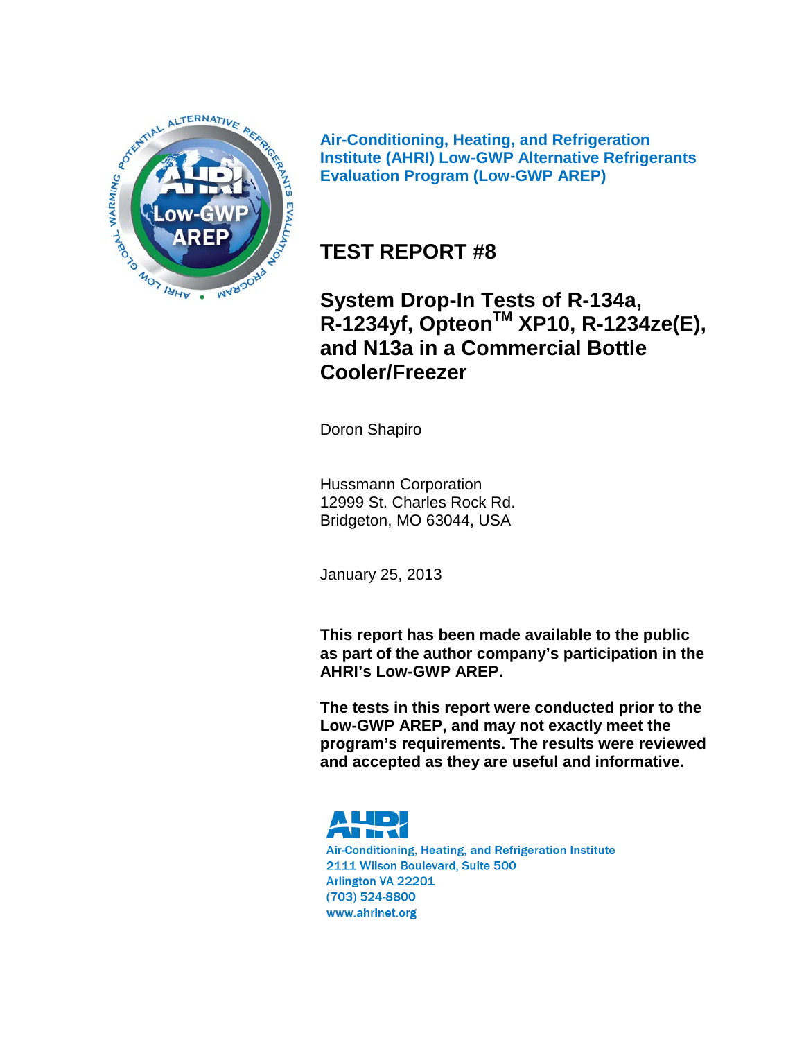Air-Conditioning, Heating, and Refrigeration Institute (AHRI) Low-GWP Alternative Refrigerants Evaluation Program (Low-GWP AREP)

# TEST REPORT #8

## System Drop-In Tests of R-134a, R-1234yf, Opteon™ XP10, R-1234ze(E), and N13a in a Commercial Bottle Cooler/Freezer

Doron Shapiro

Hussmann Corporation
12999 St. Charles Rock Rd.
Bridgeton, MO 63044, USA

January 25, 2013

**This report has been made available to the public as part of the author company's participation in the AHRI's Low-GWP AREP.**

**The tests in this report were conducted prior to the Low-GWP AREP, and may not exactly meet the program's requirements. The results were reviewed and accepted as they are useful and informative.**

AHRI
Air-Conditioning, Heating, and Refrigeration Institute
2111 Wilson Boulevard, Suite 500
Arlington VA 22201
(703) 524-8800
www.ahrinet.org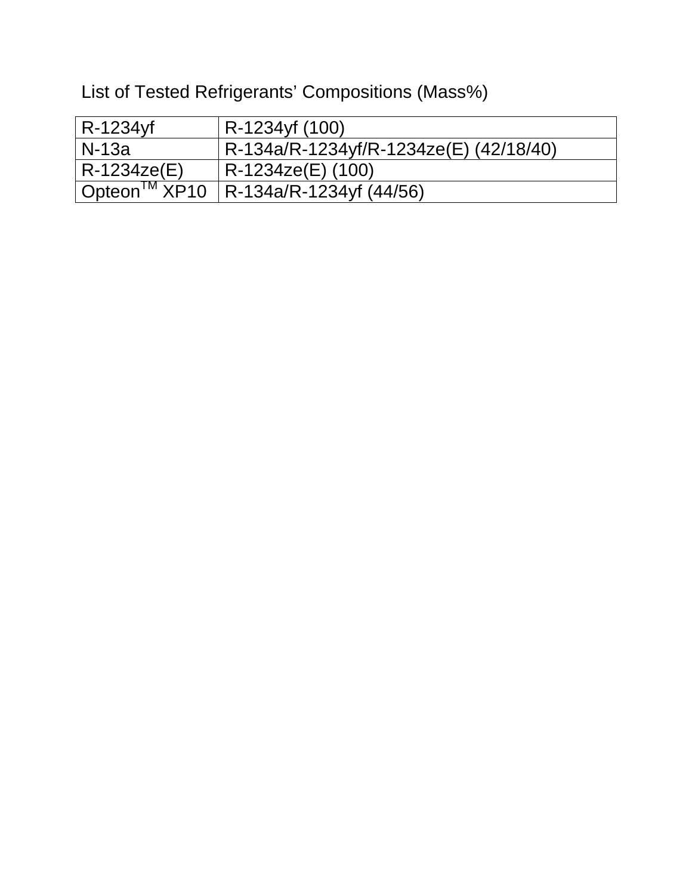List of Tested Refrigerants' Compositions (Mass%)

| R-1234yf | R-1234yf (100) |
|---|---|
| N-13a | R-134a/R-1234yf/R-1234ze(E) (42/18/40) |
| R-1234ze(E) | R-1234ze(E) (100) |
| Opteon™ XP10 | R-134a/R-1234yf (44/56) |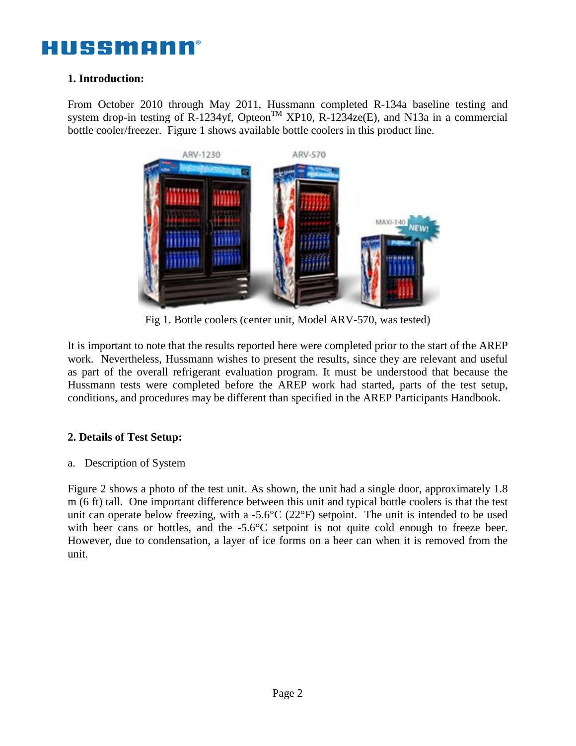## 1. Introduction:

From October 2010 through May 2011, Hussmann completed R-134a baseline testing and system drop-in testing of R-1234yf, Opteon™ XP10, R-1234ze(E), and N13a in a commercial bottle cooler/freezer. Figure 1 shows available bottle coolers in this product line.

Fig 1. Bottle coolers (center unit, Model ARV-570, was tested)

It is important to note that the results reported here were completed prior to the start of the AREP work. Nevertheless, Hussmann wishes to present the results, since they are relevant and useful as part of the overall refrigerant evaluation program. It must be understood that because the Hussmann tests were completed before the AREP work had started, parts of the test setup, conditions, and procedures may be different than specified in the AREP Participants Handbook.

## 2. Details of Test Setup:

a. Description of System

Figure 2 shows a photo of the test unit. As shown, the unit had a single door, approximately 1.8 m (6 ft) tall. One important difference between this unit and typical bottle coolers is that the test unit can operate below freezing, with a -5.6°C (22°F) setpoint. The unit is intended to be used with beer cans or bottles, and the -5.6°C setpoint is not quite cold enough to freeze beer. However, due to condensation, a layer of ice forms on a beer can when it is removed from the unit.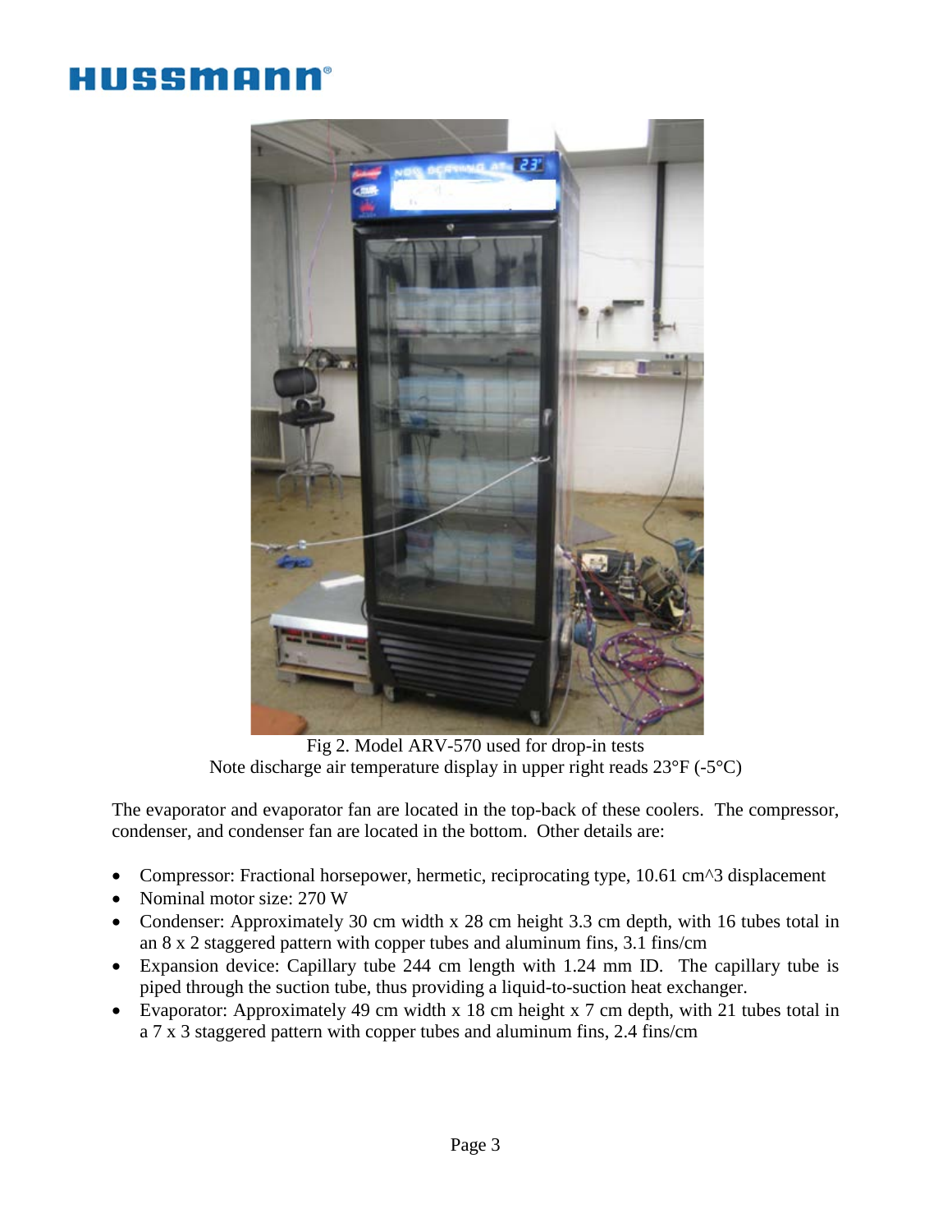Fig 2. Model ARV-570 used for drop-in tests
Note discharge air temperature display in upper right reads 23°F (-5°C)

The evaporator and evaporator fan are located in the top-back of these coolers. The compressor, condenser, and condenser fan are located in the bottom. Other details are:

- Compressor: Fractional horsepower, hermetic, reciprocating type, 10.61 cm^3 displacement
- Nominal motor size: 270 W
- Condenser: Approximately 30 cm width x 28 cm height 3.3 cm depth, with 16 tubes total in an 8 x 2 staggered pattern with copper tubes and aluminum fins, 3.1 fins/cm
- Expansion device: Capillary tube 244 cm length with 1.24 mm ID. The capillary tube is piped through the suction tube, thus providing a liquid-to-suction heat exchanger.
- Evaporator: Approximately 49 cm width x 18 cm height x 7 cm depth, with 21 tubes total in a 7 x 3 staggered pattern with copper tubes and aluminum fins, 2.4 fins/cm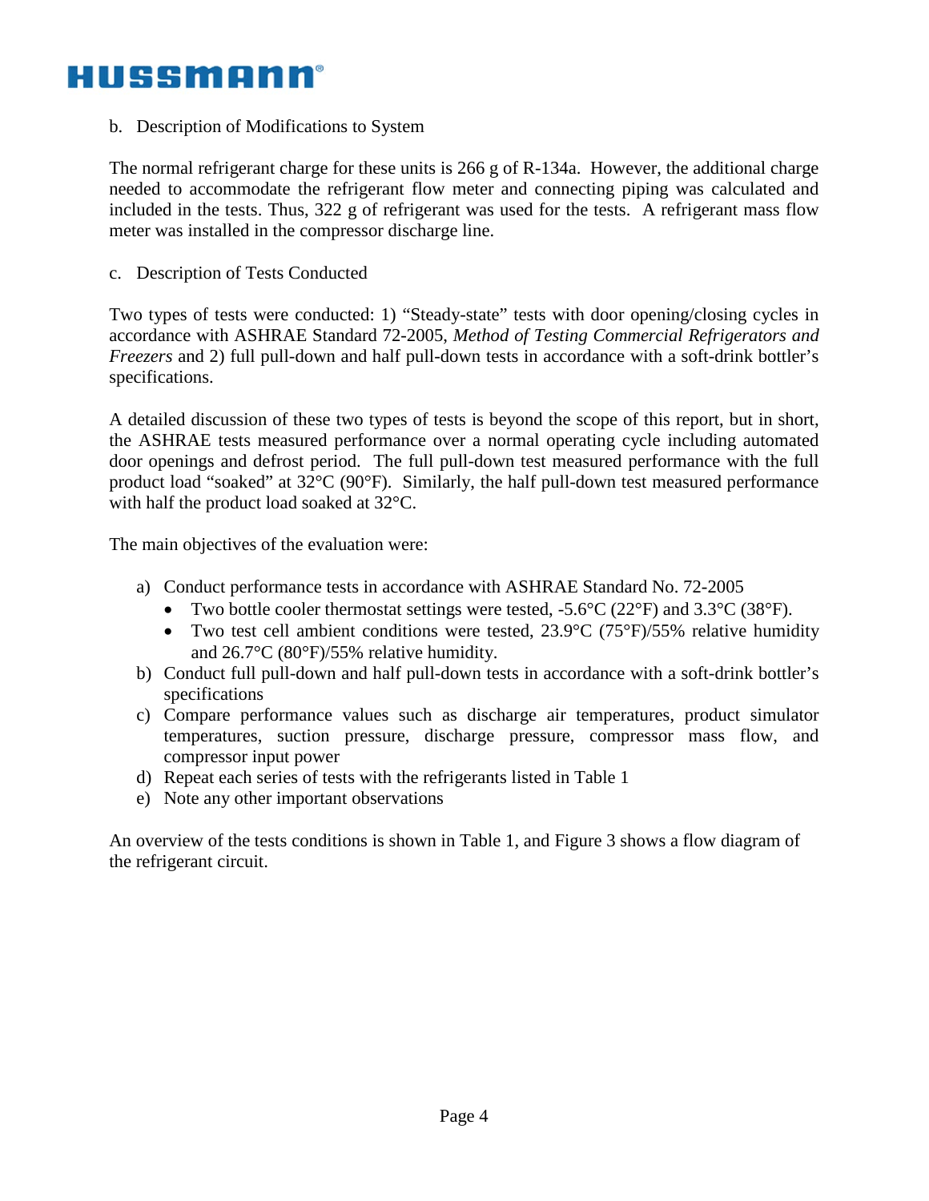b. Description of Modifications to System

The normal refrigerant charge for these units is 266 g of R-134a. However, the additional charge needed to accommodate the refrigerant flow meter and connecting piping was calculated and included in the tests. Thus, 322 g of refrigerant was used for the tests. A refrigerant mass flow meter was installed in the compressor discharge line.

c. Description of Tests Conducted

Two types of tests were conducted: 1) "Steady-state" tests with door opening/closing cycles in accordance with ASHRAE Standard 72-2005, *Method of Testing Commercial Refrigerators and Freezers* and 2) full pull-down and half pull-down tests in accordance with a soft-drink bottler's specifications.

A detailed discussion of these two types of tests is beyond the scope of this report, but in short, the ASHRAE tests measured performance over a normal operating cycle including automated door openings and defrost period. The full pull-down test measured performance with the full product load "soaked" at 32°C (90°F). Similarly, the half pull-down test measured performance with half the product load soaked at 32°C.

The main objectives of the evaluation were:

a) Conduct performance tests in accordance with ASHRAE Standard No. 72-2005
   - Two bottle cooler thermostat settings were tested, -5.6°C (22°F) and 3.3°C (38°F).
   - Two test cell ambient conditions were tested, 23.9°C (75°F)/55% relative humidity and 26.7°C (80°F)/55% relative humidity.

b) Conduct full pull-down and half pull-down tests in accordance with a soft-drink bottler's specifications

c) Compare performance values such as discharge air temperatures, product simulator temperatures, suction pressure, discharge pressure, compressor mass flow, and compressor input power

d) Repeat each series of tests with the refrigerants listed in Table 1

e) Note any other important observations

An overview of the tests conditions is shown in Table 1, and Figure 3 shows a flow diagram of the refrigerant circuit.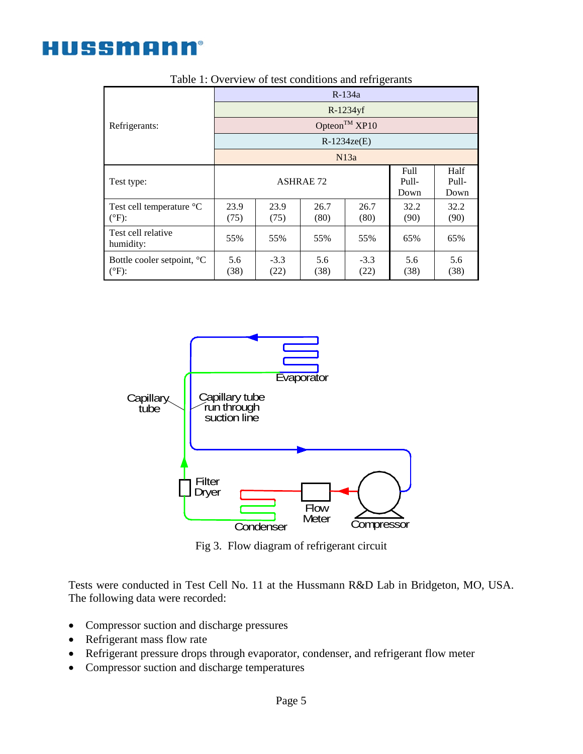Table 1: Overview of test conditions and refrigerants

| Refrigerants: | R-134a | | | | | |
|---|---|---|---|---|---|---|
| | R-1234yf | | | | | |
| | Opteon™ XP10 | | | | | |
| | R-1234ze(E) | | | | | |
| | N13a | | | | | |
| Test type: | ASHRAE 72 | | | | Full Pull-Down | Half Pull-Down |
| Test cell temperature °C (°F): | 23.9 (75) | 23.9 (75) | 26.7 (80) | 26.7 (80) | 32.2 (90) | 32.2 (90) |
| Test cell relative humidity: | 55% | 55% | 55% | 55% | 65% | 65% |
| Bottle cooler setpoint, °C (°F): | 5.6 (38) | -3.3 (22) | 5.6 (38) | -3.3 (22) | 5.6 (38) | 5.6 (38) |

Fig 3. Flow diagram of refrigerant circuit

Tests were conducted in Test Cell No. 11 at the Hussmann R&D Lab in Bridgeton, MO, USA. The following data were recorded:

- Compressor suction and discharge pressures
- Refrigerant mass flow rate
- Refrigerant pressure drops through evaporator, condenser, and refrigerant flow meter
- Compressor suction and discharge temperatures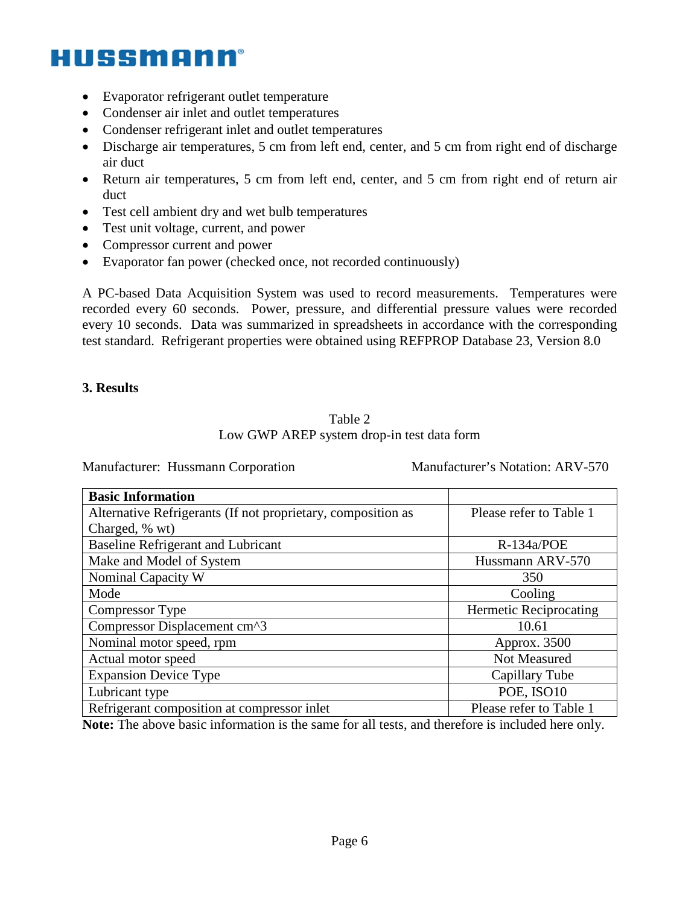- Evaporator refrigerant outlet temperature
- Condenser air inlet and outlet temperatures
- Condenser refrigerant inlet and outlet temperatures
- Discharge air temperatures, 5 cm from left end, center, and 5 cm from right end of discharge air duct
- Return air temperatures, 5 cm from left end, center, and 5 cm from right end of return air duct
- Test cell ambient dry and wet bulb temperatures
- Test unit voltage, current, and power
- Compressor current and power
- Evaporator fan power (checked once, not recorded continuously)

A PC-based Data Acquisition System was used to record measurements. Temperatures were recorded every 60 seconds. Power, pressure, and differential pressure values were recorded every 10 seconds. Data was summarized in spreadsheets in accordance with the corresponding test standard. Refrigerant properties were obtained using REFPROP Database 23, Version 8.0

## 3. Results

Table 2
Low GWP AREP system drop-in test data form

Manufacturer: Hussmann Corporation Manufacturer's Notation: ARV-570

| **Basic Information** | |
|---|---|
| Alternative Refrigerants (If not proprietary, composition as Charged, % wt) | Please refer to Table 1 |
| Baseline Refrigerant and Lubricant | R-134a/POE |
| Make and Model of System | Hussmann ARV-570 |
| Nominal Capacity W | 350 |
| Mode | Cooling |
| Compressor Type | Hermetic Reciprocating |
| Compressor Displacement cm^3 | 10.61 |
| Nominal motor speed, rpm | Approx. 3500 |
| Actual motor speed | Not Measured |
| Expansion Device Type | Capillary Tube |
| Lubricant type | POE, ISO10 |
| Refrigerant composition at compressor inlet | Please refer to Table 1 |

**Note:** The above basic information is the same for all tests, and therefore is included here only.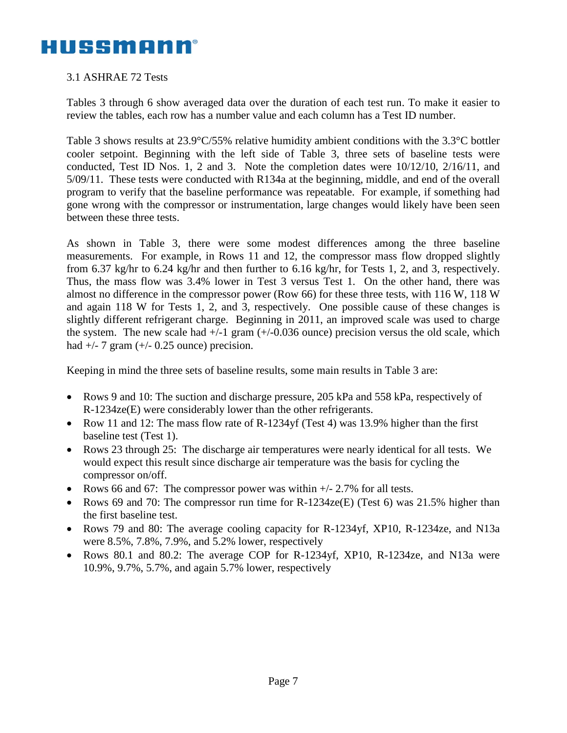### 3.1 ASHRAE 72 Tests

Tables 3 through 6 show averaged data over the duration of each test run. To make it easier to review the tables, each row has a number value and each column has a Test ID number.

Table 3 shows results at 23.9°C/55% relative humidity ambient conditions with the 3.3°C bottler cooler setpoint. Beginning with the left side of Table 3, three sets of baseline tests were conducted, Test ID Nos. 1, 2 and 3. Note the completion dates were 10/12/10, 2/16/11, and 5/09/11. These tests were conducted with R134a at the beginning, middle, and end of the overall program to verify that the baseline performance was repeatable. For example, if something had gone wrong with the compressor or instrumentation, large changes would likely have been seen between these three tests.

As shown in Table 3, there were some modest differences among the three baseline measurements. For example, in Rows 11 and 12, the compressor mass flow dropped slightly from 6.37 kg/hr to 6.24 kg/hr and then further to 6.16 kg/hr, for Tests 1, 2, and 3, respectively. Thus, the mass flow was 3.4% lower in Test 3 versus Test 1. On the other hand, there was almost no difference in the compressor power (Row 66) for these three tests, with 116 W, 118 W and again 118 W for Tests 1, 2, and 3, respectively. One possible cause of these changes is slightly different refrigerant charge. Beginning in 2011, an improved scale was used to charge the system. The new scale had +/-1 gram (+/-0.036 ounce) precision versus the old scale, which had +/- 7 gram (+/- 0.25 ounce) precision.

Keeping in mind the three sets of baseline results, some main results in Table 3 are:

- Rows 9 and 10: The suction and discharge pressure, 205 kPa and 558 kPa, respectively of R-1234ze(E) were considerably lower than the other refrigerants.
- Row 11 and 12: The mass flow rate of R-1234yf (Test 4) was 13.9% higher than the first baseline test (Test 1).
- Rows 23 through 25: The discharge air temperatures were nearly identical for all tests. We would expect this result since discharge air temperature was the basis for cycling the compressor on/off.
- Rows 66 and 67: The compressor power was within +/- 2.7% for all tests.
- Rows 69 and 70: The compressor run time for R-1234ze(E) (Test 6) was 21.5% higher than the first baseline test.
- Rows 79 and 80: The average cooling capacity for R-1234yf, XP10, R-1234ze, and N13a were 8.5%, 7.8%, 7.9%, and 5.2% lower, respectively
- Rows 80.1 and 80.2: The average COP for R-1234yf, XP10, R-1234ze, and N13a were 10.9%, 9.7%, 5.7%, and again 5.7% lower, respectively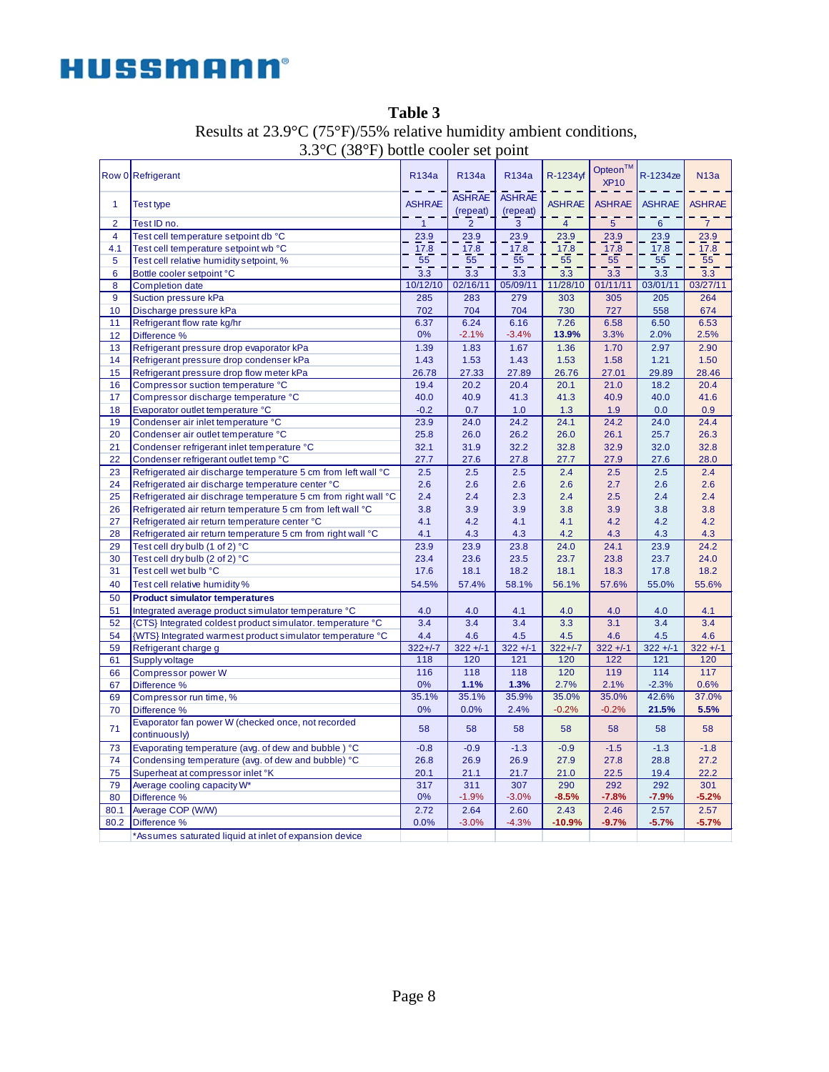# Table 3

Results at 23.9°C (75°F)/55% relative humidity ambient conditions, 3.3°C (38°F) bottle cooler set point

| Row 0 | Refrigerant | R134a | R134a | R134a | R-1234yf | Opteon™ XP10 | R-1234ze | N13a |
|---|---|---|---|---|---|---|---|---|
| 1 | Test type | ASHRAE | ASHRAE (repeat) | ASHRAE (repeat) | ASHRAE | ASHRAE | ASHRAE | ASHRAE |
| 2 | Test ID no. | 1 | 2 | 3 | 4 | 5 | 6 | 7 |
| 4 | Test cell temperature setpoint db °C | 23.9 | 23.9 | 23.9 | 23.9 | 23.9 | 23.9 | 23.9 |
| 4.1 | Test cell temperature setpoint wb °C | 17.8 | 17.8 | 17.8 | 17.8 | 17.8 | 17.8 | 17.8 |
| 5 | Test cell relative humidity setpoint, % | 55 | 55 | 55 | 55 | 55 | 55 | 55 |
| 6 | Bottle cooler setpoint °C | 3.3 | 3.3 | 3.3 | 3.3 | 3.3 | 3.3 | 3.3 |
| 8 | Completion date | 10/12/10 | 02/16/11 | 05/09/11 | 11/28/10 | 01/11/11 | 03/01/11 | 03/27/11 |
| 9 | Suction pressure kPa | 285 | 283 | 279 | 303 | 305 | 205 | 264 |
| 10 | Discharge pressure kPa | 702 | 704 | 704 | 730 | 727 | 558 | 674 |
| 11 | Refrigerant flow rate kg/hr | 6.37 | 6.24 | 6.16 | 7.26 | 6.58 | 6.50 | 6.53 |
| 12 | Difference % | 0% | -2.1% | -3.4% | **13.9%** | 3.3% | 2.0% | 2.5% |
| 13 | Refrigerant pressure drop evaporator kPa | 1.39 | 1.83 | 1.67 | 1.36 | 1.70 | 2.97 | 2.90 |
| 14 | Refrigerant pressure drop condenser kPa | 1.43 | 1.53 | 1.43 | 1.53 | 1.58 | 1.21 | 1.50 |
| 15 | Refrigerant pressure drop flow meter kPa | 26.78 | 27.33 | 27.89 | 26.76 | 27.01 | 29.89 | 28.46 |
| 16 | Compressor suction temperature °C | 19.4 | 20.2 | 20.4 | 20.1 | 21.0 | 18.2 | 20.4 |
| 17 | Compressor discharge temperature °C | 40.0 | 40.9 | 41.3 | 41.3 | 40.9 | 40.0 | 41.6 |
| 18 | Evaporator outlet temperature °C | -0.2 | 0.7 | 1.0 | 1.3 | 1.9 | 0.0 | 0.9 |
| 19 | Condenser air inlet temperature °C | 23.9 | 24.0 | 24.2 | 24.1 | 24.2 | 24.0 | 24.4 |
| 20 | Condenser air outlet temperature °C | 25.8 | 26.0 | 26.2 | 26.0 | 26.1 | 25.7 | 26.3 |
| 21 | Condenser refrigerant inlet temperature °C | 32.1 | 31.9 | 32.2 | 32.8 | 32.9 | 32.0 | 32.8 |
| 22 | Condenser refrigerant outlet temp °C | 27.7 | 27.6 | 27.8 | 27.7 | 27.9 | 27.6 | 28.0 |
| 23 | Refrigerated air discharge temperature 5 cm from left wall °C | 2.5 | 2.5 | 2.5 | 2.4 | 2.5 | 2.5 | 2.4 |
| 24 | Refrigerated air discharge temperature center °C | 2.6 | 2.6 | 2.6 | 2.6 | 2.7 | 2.6 | 2.6 |
| 25 | Refrigerated air dischrage temperature 5 cm from right wall °C | 2.4 | 2.4 | 2.3 | 2.4 | 2.5 | 2.4 | 2.4 |
| 26 | Refrigerated air return temperature 5 cm from left wall °C | 3.8 | 3.9 | 3.9 | 3.8 | 3.9 | 3.8 | 3.8 |
| 27 | Refrigerated air return temperature center °C | 4.1 | 4.2 | 4.1 | 4.1 | 4.2 | 4.2 | 4.2 |
| 28 | Refrigerated air return temperature 5 cm from right wall °C | 4.1 | 4.3 | 4.3 | 4.2 | 4.3 | 4.3 | 4.3 |
| 29 | Test cell dry bulb (1 of 2) °C | 23.9 | 23.9 | 23.8 | 24.0 | 24.1 | 23.9 | 24.2 |
| 30 | Test cell dry bulb (2 of 2) °C | 23.4 | 23.6 | 23.5 | 23.7 | 23.8 | 23.7 | 24.0 |
| 31 | Test cell wet bulb °C | 17.6 | 18.1 | 18.2 | 18.1 | 18.3 | 17.8 | 18.2 |
| 40 | Test cell relative humidity % | 54.5% | 57.4% | 58.1% | 56.1% | 57.6% | 55.0% | 55.6% |
| 50 | **Product simulator temperatures** | | | | | | | |
| 51 | Integrated average product simulator temperature °C | 4.0 | 4.0 | 4.1 | 4.0 | 4.0 | 4.0 | 4.1 |
| 52 | {CTS} Integrated coldest product simulator. temperature °C | 3.4 | 3.4 | 3.4 | 3.3 | 3.1 | 3.4 | 3.4 |
| 54 | {WTS} Integrated warmest product simulator temperature °C | 4.4 | 4.6 | 4.5 | 4.5 | 4.6 | 4.5 | 4.6 |
| 59 | Refrigerant charge g | 322+/-7 | 322 +/-1 | 322 +/-1 | 322+/-7 | 322 +/-1 | 322 +/-1 | 322 +/-1 |
| 61 | Supply voltage | 118 | 120 | 121 | 120 | 122 | 121 | 120 |
| 66 | Compressor power W | 116 | 118 | 118 | 120 | 119 | 114 | 117 |
| 67 | Difference % | 0% | **1.1%** | **1.3%** | 2.7% | 2.1% | -2.3% | 0.6% |
| 69 | Compressor run time, % | 35.1% | 35.1% | 35.9% | 35.0% | 35.0% | 42.6% | 37.0% |
| 70 | Difference % | 0% | 0.0% | 2.4% | -0.2% | -0.2% | **21.5%** | **5.5%** |
| 71 | Evaporator fan power W (checked once, not recorded continuously) | 58 | 58 | 58 | 58 | 58 | 58 | 58 |
| 73 | Evaporating temperature (avg. of dew and bubble ) °C | -0.8 | -0.9 | -1.3 | -0.9 | -1.5 | -1.3 | -1.8 |
| 74 | Condensing temperature (avg. of dew and bubble) °C | 26.8 | 26.9 | 26.9 | 27.9 | 27.8 | 28.8 | 27.2 |
| 75 | Superheat at compressor inlet °K | 20.1 | 21.1 | 21.7 | 21.0 | 22.5 | 19.4 | 22.2 |
| 79 | Average cooling capacity W* | 317 | 311 | 307 | 290 | 292 | 292 | 301 |
| 80 | Difference % | 0% | -1.9% | -3.0% | **-8.5%** | **-7.8%** | **-7.9%** | **-5.2%** |
| 80.1 | Average COP (W/W) | 2.72 | 2.64 | 2.60 | 2.43 | 2.46 | 2.57 | 2.57 |
| 80.2 | Difference % | 0.0% | -3.0% | -4.3% | **-10.9%** | **-9.7%** | **-5.7%** | **-5.7%** |
| | *Assumes saturated liquid at inlet of expansion device | | | | | | | |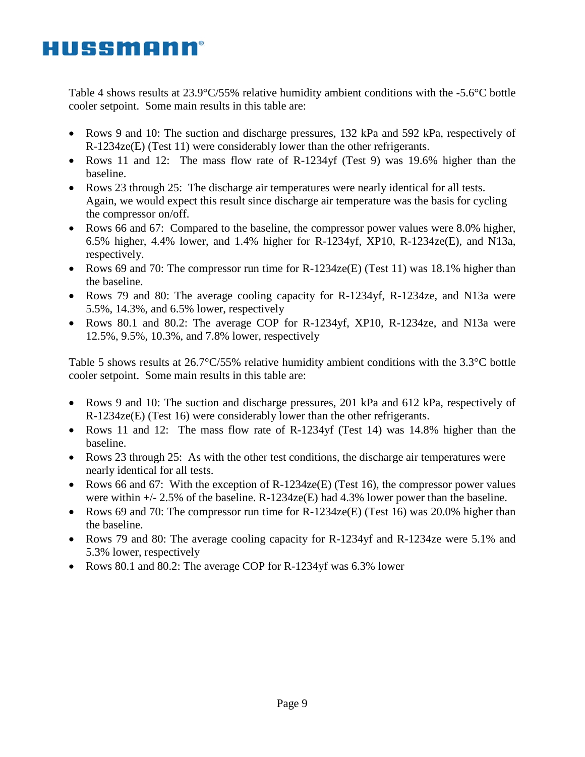Table 4 shows results at 23.9°C/55% relative humidity ambient conditions with the -5.6°C bottle cooler setpoint. Some main results in this table are:

- Rows 9 and 10: The suction and discharge pressures, 132 kPa and 592 kPa, respectively of R-1234ze(E) (Test 11) were considerably lower than the other refrigerants.
- Rows 11 and 12: The mass flow rate of R-1234yf (Test 9) was 19.6% higher than the baseline.
- Rows 23 through 25: The discharge air temperatures were nearly identical for all tests. Again, we would expect this result since discharge air temperature was the basis for cycling the compressor on/off.
- Rows 66 and 67: Compared to the baseline, the compressor power values were 8.0% higher, 6.5% higher, 4.4% lower, and 1.4% higher for R-1234yf, XP10, R-1234ze(E), and N13a, respectively.
- Rows 69 and 70: The compressor run time for R-1234ze(E) (Test 11) was 18.1% higher than the baseline.
- Rows 79 and 80: The average cooling capacity for R-1234yf, R-1234ze, and N13a were 5.5%, 14.3%, and 6.5% lower, respectively
- Rows 80.1 and 80.2: The average COP for R-1234yf, XP10, R-1234ze, and N13a were 12.5%, 9.5%, 10.3%, and 7.8% lower, respectively

Table 5 shows results at 26.7°C/55% relative humidity ambient conditions with the 3.3°C bottle cooler setpoint. Some main results in this table are:

- Rows 9 and 10: The suction and discharge pressures, 201 kPa and 612 kPa, respectively of R-1234ze(E) (Test 16) were considerably lower than the other refrigerants.
- Rows 11 and 12: The mass flow rate of R-1234yf (Test 14) was 14.8% higher than the baseline.
- Rows 23 through 25: As with the other test conditions, the discharge air temperatures were nearly identical for all tests.
- Rows 66 and 67: With the exception of R-1234ze(E) (Test 16), the compressor power values were within +/- 2.5% of the baseline. R-1234ze(E) had 4.3% lower power than the baseline.
- Rows 69 and 70: The compressor run time for R-1234ze(E) (Test 16) was 20.0% higher than the baseline.
- Rows 79 and 80: The average cooling capacity for R-1234yf and R-1234ze were 5.1% and 5.3% lower, respectively
- Rows 80.1 and 80.2: The average COP for R-1234yf was 6.3% lower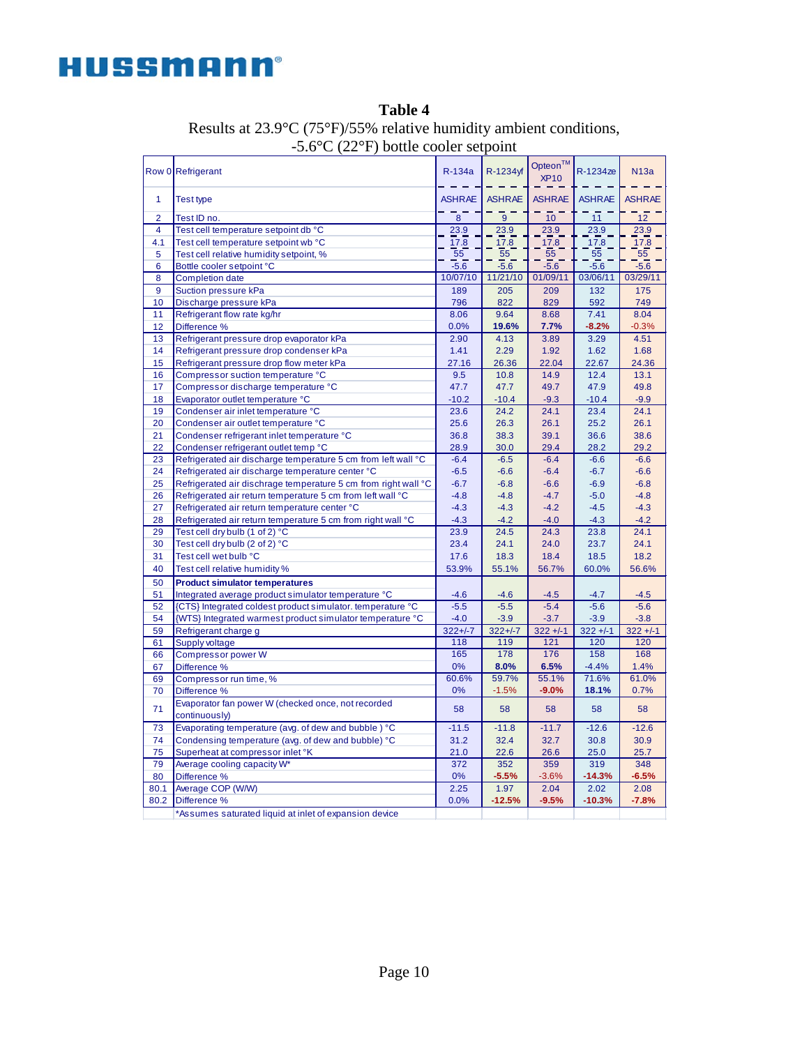**Table 4**

Results at 23.9°C (75°F)/55% relative humidity ambient conditions, -5.6°C (22°F) bottle cooler setpoint

| Row 0 | Refrigerant | R-134a | R-1234yf | Opteon™ XP10 | R-1234ze | N13a |
|---|---|---|---|---|---|---|
| 1 | Test type | ASHRAE | ASHRAE | ASHRAE | ASHRAE | ASHRAE |
| 2 | Test ID no. | 8 | 9 | 10 | 11 | 12 |
| 4 | Test cell temperature setpoint db °C | 23.9 | 23.9 | 23.9 | 23.9 | 23.9 |
| 4.1 | Test cell temperature setpoint wb °C | 17.8 | 17.8 | 17.8 | 17.8 | 17.8 |
| 5 | Test cell relative humidity setpoint, % | 55 | 55 | 55 | 55 | 55 |
| 6 | Bottle cooler setpoint °C | -5.6 | -5.6 | -5.6 | -5.6 | -5.6 |
| 8 | Completion date | 10/07/10 | 11/21/10 | 01/09/11 | 03/06/11 | 03/29/11 |
| 9 | Suction pressure kPa | 189 | 205 | 209 | 132 | 175 |
| 10 | Discharge pressure kPa | 796 | 822 | 829 | 592 | 749 |
| 11 | Refrigerant flow rate kg/hr | 8.06 | 9.64 | 8.68 | 7.41 | 8.04 |
| 12 | Difference % | 0.0% | **19.6%** | **7.7%** | **-8.2%** | -0.3% |
| 13 | Refrigerant pressure drop evaporator kPa | 2.90 | 4.13 | 3.89 | 3.29 | 4.51 |
| 14 | Refrigerant pressure drop condenser kPa | 1.41 | 2.29 | 1.92 | 1.62 | 1.68 |
| 15 | Refrigerant pressure drop flow meter kPa | 27.16 | 26.36 | 22.04 | 22.67 | 24.36 |
| 16 | Compressor suction temperature °C | 9.5 | 10.8 | 14.9 | 12.4 | 13.1 |
| 17 | Compressor discharge temperature °C | 47.7 | 47.7 | 49.7 | 47.9 | 49.8 |
| 18 | Evaporator outlet temperature °C | -10.2 | -10.4 | -9.3 | -10.4 | -9.9 |
| 19 | Condenser air inlet temperature °C | 23.6 | 24.2 | 24.1 | 23.4 | 24.1 |
| 20 | Condenser air outlet temperature °C | 25.6 | 26.3 | 26.1 | 25.2 | 26.1 |
| 21 | Condenser refrigerant inlet temperature °C | 36.8 | 38.3 | 39.1 | 36.6 | 38.6 |
| 22 | Condenser refrigerant outlet temp °C | 28.9 | 30.0 | 29.4 | 28.2 | 29.2 |
| 23 | Refrigerated air discharge temperature 5 cm from left wall °C | -6.4 | -6.5 | -6.4 | -6.6 | -6.6 |
| 24 | Refrigerated air discharge temperature center °C | -6.5 | -6.6 | -6.4 | -6.7 | -6.6 |
| 25 | Refrigerated air dischrage temperature 5 cm from right wall °C | -6.7 | -6.8 | -6.6 | -6.9 | -6.8 |
| 26 | Refrigerated air return temperature 5 cm from left wall °C | -4.8 | -4.8 | -4.7 | -5.0 | -4.8 |
| 27 | Refrigerated air return temperature center °C | -4.3 | -4.3 | -4.2 | -4.5 | -4.3 |
| 28 | Refrigerated air return temperature 5 cm from right wall °C | -4.3 | -4.2 | -4.0 | -4.3 | -4.2 |
| 29 | Test cell dry bulb (1 of 2) °C | 23.9 | 24.5 | 24.3 | 23.8 | 24.1 |
| 30 | Test cell dry bulb (2 of 2) °C | 23.4 | 24.1 | 24.0 | 23.7 | 24.1 |
| 31 | Test cell wet bulb °C | 17.6 | 18.3 | 18.4 | 18.5 | 18.2 |
| 40 | Test cell relative humidity % | 53.9% | 55.1% | 56.7% | 60.0% | 56.6% |
| 50 | **Product simulator temperatures** | | | | | |
| 51 | Integrated average product simulator temperature °C | -4.6 | -4.6 | -4.5 | -4.7 | -4.5 |
| 52 | {CTS} Integrated coldest product simulator. temperature °C | -5.5 | -5.5 | -5.4 | -5.6 | -5.6 |
| 54 | {WTS} Integrated warmest product simulator temperature °C | -4.0 | -3.9 | -3.7 | -3.9 | -3.8 |
| 59 | Refrigerant charge g | 322+/-7 | 322+/-7 | 322 +/-1 | 322 +/-1 | 322 +/-1 |
| 61 | Supply voltage | 118 | 119 | 121 | 120 | 120 |
| 66 | Compressor power W | 165 | 178 | 176 | 158 | 168 |
| 67 | Difference % | 0% | **8.0%** | **6.5%** | -4.4% | 1.4% |
| 69 | Compressor run time, % | 60.6% | 59.7% | 55.1% | 71.6% | 61.0% |
| 70 | Difference % | 0% | -1.5% | **-9.0%** | **18.1%** | 0.7% |
| 71 | Evaporator fan power W (checked once, not recorded continuously) | 58 | 58 | 58 | 58 | 58 |
| 73 | Evaporating temperature (avg. of dew and bubble ) °C | -11.5 | -11.8 | -11.7 | -12.6 | -12.6 |
| 74 | Condensing temperature (avg. of dew and bubble) °C | 31.2 | 32.4 | 32.7 | 30.8 | 30.9 |
| 75 | Superheat at compressor inlet °K | 21.0 | 22.6 | 26.6 | 25.0 | 25.7 |
| 79 | Average cooling capacity W* | 372 | 352 | 359 | 319 | 348 |
| 80 | Difference % | 0% | **-5.5%** | -3.6% | **-14.3%** | **-6.5%** |
| 80.1 | Average COP (W/W) | 2.25 | 1.97 | 2.04 | 2.02 | 2.08 |
| 80.2 | Difference % | 0.0% | **-12.5%** | **-9.5%** | **-10.3%** | **-7.8%** |
| | *Assumes saturated liquid at inlet of expansion device | | | | | |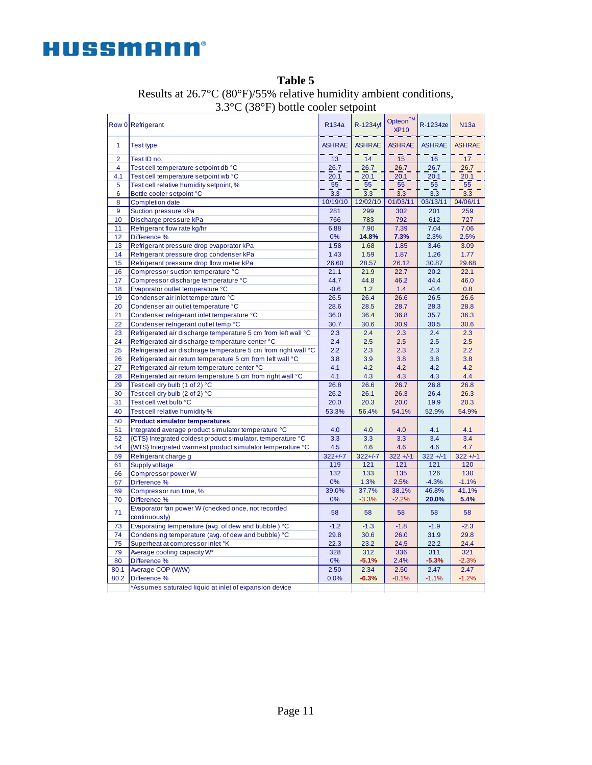**Table 5**

Results at 26.7°C (80°F)/55% relative humidity ambient conditions, 3.3°C (38°F) bottle cooler setpoint

| Row 0 | Refrigerant | R134a | R-1234yf | Opteon™ XP10 | R-1234ze | N13a |
|---|---|---|---|---|---|---|
| 1 | Test type | ASHRAE | ASHRAE | ASHRAE | ASHRAE | ASHRAE |
| 2 | Test ID no. | 13 | 14 | 15 | 16 | 17 |
| 4 | Test cell temperature setpoint db °C | 26.7 | 26.7 | 26.7 | 26.7 | 26.7 |
| 4.1 | Test cell temperature setpoint wb °C | 20.1 | 20.1 | 20.1 | 20.1 | 20.1 |
| 5 | Test cell relative humidity setpoint, % | 55 | 55 | 55 | 55 | 55 |
| 6 | Bottle cooler setpoint °C | 3.3 | 3.3 | 3.3 | 3.3 | 3.3 |
| 8 | Completion date | 10/19/10 | 12/02/10 | 01/03/11 | 03/13/11 | 04/06/11 |
| 9 | Suction pressure kPa | 281 | 299 | 302 | 201 | 259 |
| 10 | Discharge pressure kPa | 766 | 783 | 792 | 612 | 727 |
| 11 | Refrigerant flow rate kg/hr | 6.88 | 7.90 | 7.39 | 7.04 | 7.06 |
| 12 | Difference % | 0% | **14.8%** | **7.3%** | 2.3% | 2.5% |
| 13 | Refrigerant pressure drop evaporator kPa | 1.58 | 1.68 | 1.85 | 3.46 | 3.09 |
| 14 | Refrigerant pressure drop condenser kPa | 1.43 | 1.59 | 1.87 | 1.26 | 1.77 |
| 15 | Refrigerant pressure drop flow meter kPa | 26.60 | 28.57 | 26.12 | 30.87 | 29.68 |
| 16 | Compressor suction temperature °C | 21.1 | 21.9 | 22.7 | 20.2 | 22.1 |
| 17 | Compressor discharge temperature °C | 44.7 | 44.8 | 46.2 | 44.4 | 46.0 |
| 18 | Evaporator outlet temperature °C | -0.6 | 1.2 | 1.4 | -0.4 | 0.8 |
| 19 | Condenser air inlet temperature °C | 26.5 | 26.4 | 26.6 | 26.5 | 26.6 |
| 20 | Condenser air outlet temperature °C | 28.6 | 28.5 | 28.7 | 28.3 | 28.8 |
| 21 | Condenser refrigerant inlet temperature °C | 36.0 | 36.4 | 36.8 | 35.7 | 36.3 |
| 22 | Condenser refrigerant outlet temp °C | 30.7 | 30.6 | 30.9 | 30.5 | 30.6 |
| 23 | Refrigerated air discharge temperature 5 cm from left wall °C | 2.3 | 2.4 | 2.3 | 2.4 | 2.3 |
| 24 | Refrigerated air discharge temperature center °C | 2.4 | 2.5 | 2.5 | 2.5 | 2.5 |
| 25 | Refrigerated air dischrage temperature 5 cm from right wall °C | 2.2 | 2.3 | 2.3 | 2.3 | 2.2 |
| 26 | Refrigerated air return temperature 5 cm from left wall °C | 3.8 | 3.9 | 3.8 | 3.8 | 3.8 |
| 27 | Refrigerated air return temperature center °C | 4.1 | 4.2 | 4.2 | 4.2 | 4.2 |
| 28 | Refrigerated air return temperature 5 cm from right wall °C | 4.1 | 4.3 | 4.3 | 4.3 | 4.4 |
| 29 | Test cell dry bulb (1 of 2) °C | 26.8 | 26.6 | 26.7 | 26.8 | 26.8 |
| 30 | Test cell dry bulb (2 of 2) °C | 26.2 | 26.1 | 26.3 | 26.4 | 26.3 |
| 31 | Test cell wet bulb °C | 20.0 | 20.3 | 20.0 | 19.9 | 20.3 |
| 40 | Test cell relative humidity % | 53.3% | 56.4% | 54.1% | 52.9% | 54.9% |
| 50 | **Product simulator temperatures** | | | | | |
| 51 | Integrated average product simulator temperature °C | 4.0 | 4.0 | 4.0 | 4.1 | 4.1 |
| 52 | {CTS} Integrated coldest product simulator. temperature °C | 3.3 | 3.3 | 3.3 | 3.4 | 3.4 |
| 54 | {WTS} Integrated warmest product simulator temperature °C | 4.5 | 4.6 | 4.6 | 4.6 | 4.7 |
| 59 | Refrigerant charge g | 322+/-7 | 322+/-7 | 322 +/-1 | 322 +/-1 | 322 +/-1 |
| 61 | Supply voltage | 119 | 121 | 121 | 121 | 120 |
| 66 | Compressor power W | 132 | 133 | 135 | 126 | 130 |
| 67 | Difference % | 0% | 1.3% | 2.5% | -4.3% | -1.1% |
| 69 | Compressor run time, % | 39.0% | 37.7% | 38.1% | 46.8% | 41.1% |
| 70 | Difference % | 0% | -3.3% | -2.2% | **20.0%** | **5.4%** |
| 71 | Evaporator fan power W (checked once, not recorded continuously) | 58 | 58 | 58 | 58 | 58 |
| 73 | Evaporating temperature (avg. of dew and bubble ) °C | -1.2 | -1.3 | -1.8 | -1.9 | -2.3 |
| 74 | Condensing temperature (avg. of dew and bubble) °C | 29.8 | 30.6 | 26.0 | 31.9 | 29.8 |
| 75 | Superheat at compressor inlet °K | 22.3 | 23.2 | 24.5 | 22.2 | 24.4 |
| 79 | Average cooling capacity W* | 328 | 312 | 336 | 311 | 321 |
| 80 | Difference % | 0% | **-5.1%** | 2.4% | **-5.3%** | -2.3% |
| 80.1 | Average COP (W/W) | 2.50 | 2.34 | 2.50 | 2.47 | 2.47 |
| 80.2 | Difference % | 0.0% | **-6.3%** | -0.1% | -1.1% | -1.2% |
| | *Assumes saturated liquid at inlet of expansion device | | | | | |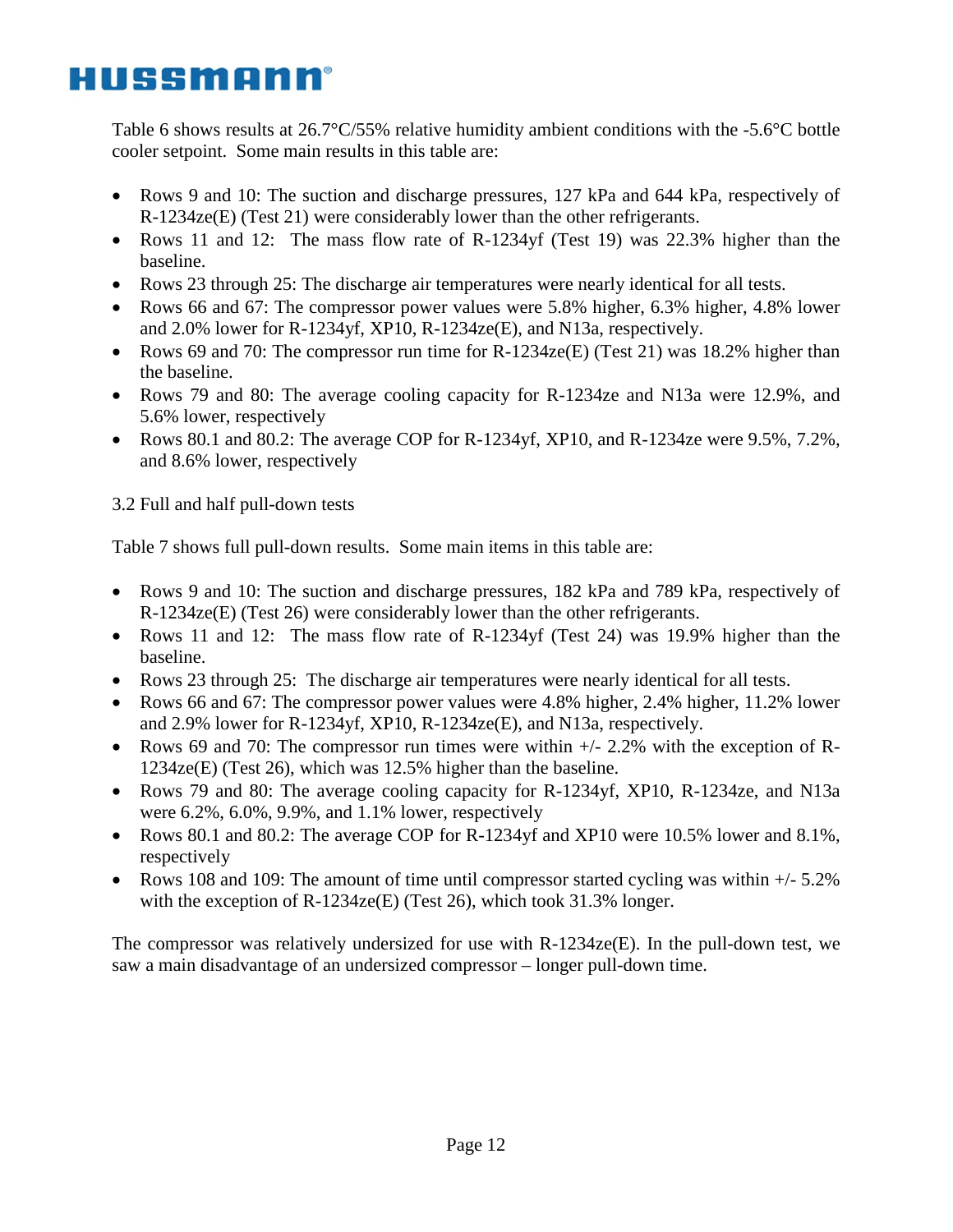Table 6 shows results at 26.7°C/55% relative humidity ambient conditions with the -5.6°C bottle cooler setpoint. Some main results in this table are:

- Rows 9 and 10: The suction and discharge pressures, 127 kPa and 644 kPa, respectively of R-1234ze(E) (Test 21) were considerably lower than the other refrigerants.
- Rows 11 and 12: The mass flow rate of R-1234yf (Test 19) was 22.3% higher than the baseline.
- Rows 23 through 25: The discharge air temperatures were nearly identical for all tests.
- Rows 66 and 67: The compressor power values were 5.8% higher, 6.3% higher, 4.8% lower and 2.0% lower for R-1234yf, XP10, R-1234ze(E), and N13a, respectively.
- Rows 69 and 70: The compressor run time for R-1234ze(E) (Test 21) was 18.2% higher than the baseline.
- Rows 79 and 80: The average cooling capacity for R-1234ze and N13a were 12.9%, and 5.6% lower, respectively
- Rows 80.1 and 80.2: The average COP for R-1234yf, XP10, and R-1234ze were 9.5%, 7.2%, and 8.6% lower, respectively

3.2 Full and half pull-down tests

Table 7 shows full pull-down results. Some main items in this table are:

- Rows 9 and 10: The suction and discharge pressures, 182 kPa and 789 kPa, respectively of R-1234ze(E) (Test 26) were considerably lower than the other refrigerants.
- Rows 11 and 12: The mass flow rate of R-1234yf (Test 24) was 19.9% higher than the baseline.
- Rows 23 through 25: The discharge air temperatures were nearly identical for all tests.
- Rows 66 and 67: The compressor power values were 4.8% higher, 2.4% higher, 11.2% lower and 2.9% lower for R-1234yf, XP10, R-1234ze(E), and N13a, respectively.
- Rows 69 and 70: The compressor run times were within +/- 2.2% with the exception of R-1234ze(E) (Test 26), which was 12.5% higher than the baseline.
- Rows 79 and 80: The average cooling capacity for R-1234yf, XP10, R-1234ze, and N13a were 6.2%, 6.0%, 9.9%, and 1.1% lower, respectively
- Rows 80.1 and 80.2: The average COP for R-1234yf and XP10 were 10.5% lower and 8.1%, respectively
- Rows 108 and 109: The amount of time until compressor started cycling was within +/- 5.2% with the exception of R-1234ze(E) (Test 26), which took 31.3% longer.

The compressor was relatively undersized for use with R-1234ze(E). In the pull-down test, we saw a main disadvantage of an undersized compressor – longer pull-down time.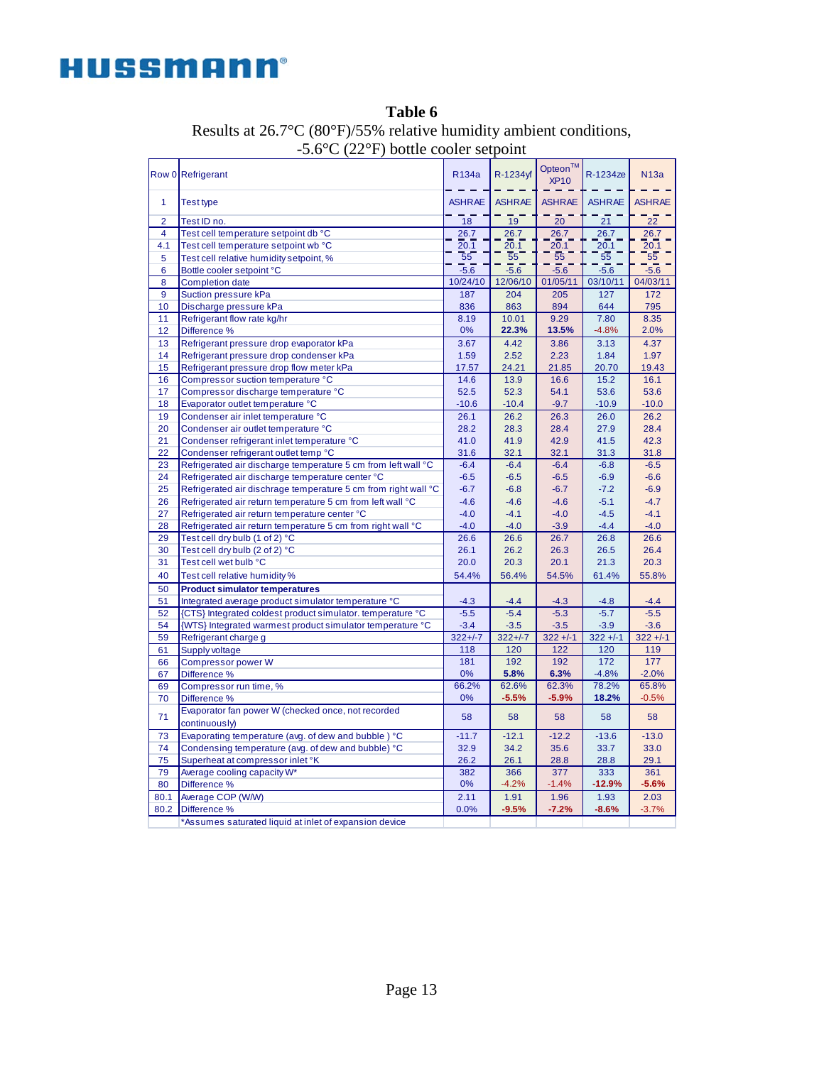HUSSMANN®

# Table 6

Results at 26.7°C (80°F)/55% relative humidity ambient conditions, -5.6°C (22°F) bottle cooler setpoint

| Row 0 | Refrigerant | R134a | R-1234yf | Opteon™ XP10 | R-1234ze | N13a |
|---|---|---|---|---|---|---|
| 1 | Test type | ASHRAE | ASHRAE | ASHRAE | ASHRAE | ASHRAE |
| 2 | Test ID no. | 18 | 19 | 20 | 21 | 22 |
| 4 | Test cell temperature setpoint db °C | 26.7 | 26.7 | 26.7 | 26.7 | 26.7 |
| 4.1 | Test cell temperature setpoint wb °C | 20.1 | 20.1 | 20.1 | 20.1 | 20.1 |
| 5 | Test cell relative humidity setpoint, % | 55 | 55 | 55 | 55 | 55 |
| 6 | Bottle cooler setpoint °C | -5.6 | -5.6 | -5.6 | -5.6 | -5.6 |
| 8 | Completion date | 10/24/10 | 12/06/10 | 01/05/11 | 03/10/11 | 04/03/11 |
| 9 | Suction pressure kPa | 187 | 204 | 205 | 127 | 172 |
| 10 | Discharge pressure kPa | 836 | 863 | 894 | 644 | 795 |
| 11 | Refrigerant flow rate kg/hr | 8.19 | 10.01 | 9.29 | 7.80 | 8.35 |
| 12 | Difference % | 0% | **22.3%** | **13.5%** | -4.8% | 2.0% |
| 13 | Refrigerant pressure drop evaporator kPa | 3.67 | 4.42 | 3.86 | 3.13 | 4.37 |
| 14 | Refrigerant pressure drop condenser kPa | 1.59 | 2.52 | 2.23 | 1.84 | 1.97 |
| 15 | Refrigerant pressure drop flow meter kPa | 17.57 | 24.21 | 21.85 | 20.70 | 19.43 |
| 16 | Compressor suction temperature °C | 14.6 | 13.9 | 16.6 | 15.2 | 16.1 |
| 17 | Compressor discharge temperature °C | 52.5 | 52.3 | 54.1 | 53.6 | 53.6 |
| 18 | Evaporator outlet temperature °C | -10.6 | -10.4 | -9.7 | -10.9 | -10.0 |
| 19 | Condenser air inlet temperature °C | 26.1 | 26.2 | 26.3 | 26.0 | 26.2 |
| 20 | Condenser air outlet temperature °C | 28.2 | 28.3 | 28.4 | 27.9 | 28.4 |
| 21 | Condenser refrigerant inlet temperature °C | 41.0 | 41.9 | 42.9 | 41.5 | 42.3 |
| 22 | Condenser refrigerant outlet temp °C | 31.6 | 32.1 | 32.1 | 31.3 | 31.8 |
| 23 | Refrigerated air discharge temperature 5 cm from left wall °C | -6.4 | -6.4 | -6.4 | -6.8 | -6.5 |
| 24 | Refrigerated air discharge temperature center °C | -6.5 | -6.5 | -6.5 | -6.9 | -6.6 |
| 25 | Refrigerated air disch​rage temperature 5 cm from right wall °C | -6.7 | -6.8 | -6.7 | -7.2 | -6.9 |
| 26 | Refrigerated air return temperature 5 cm from left wall °C | -4.6 | -4.6 | -4.6 | -5.1 | -4.7 |
| 27 | Refrigerated air return temperature center °C | -4.0 | -4.1 | -4.0 | -4.5 | -4.1 |
| 28 | Refrigerated air return temperature 5 cm from right wall °C | -4.0 | -4.0 | -3.9 | -4.4 | -4.0 |
| 29 | Test cell dry bulb (1 of 2) °C | 26.6 | 26.6 | 26.7 | 26.8 | 26.6 |
| 30 | Test cell dry bulb (2 of 2) °C | 26.1 | 26.2 | 26.3 | 26.5 | 26.4 |
| 31 | Test cell wet bulb °C | 20.0 | 20.3 | 20.1 | 21.3 | 20.3 |
| 40 | Test cell relative humidity % | 54.4% | 56.4% | 54.5% | 61.4% | 55.8% |
| 50 | **Product simulator temperatures** | | | | | |
| 51 | Integrated average product simulator temperature °C | -4.3 | -4.4 | -4.3 | -4.8 | -4.4 |
| 52 | {CTS} Integrated coldest product simulator. temperature °C | -5.5 | -5.4 | -5.3 | -5.7 | -5.5 |
| 54 | {WTS} Integrated warmest product simulator temperature °C | -3.4 | -3.5 | -3.5 | -3.9 | -3.6 |
| 59 | Refrigerant charge g | 322+/-7 | 322+/-7 | 322 +/-1 | 322 +/-1 | 322 +/-1 |
| 61 | Supply voltage | 118 | 120 | 122 | 120 | 119 |
| 66 | Compressor power W | 181 | 192 | 192 | 172 | 177 |
| 67 | Difference % | 0% | **5.8%** | **6.3%** | -4.8% | -2.0% |
| 69 | Compressor run time, % | 66.2% | 62.6% | 62.3% | 78.2% | 65.8% |
| 70 | Difference % | 0% | **-5.5%** | **-5.9%** | **18.2%** | -0.5% |
| 71 | Evaporator fan power W (checked once, not recorded continuously) | 58 | 58 | 58 | 58 | 58 |
| 73 | Evaporating temperature (avg. of dew and bubble ) °C | -11.7 | -12.1 | -12.2 | -13.6 | -13.0 |
| 74 | Condensing temperature (avg. of dew and bubble) °C | 32.9 | 34.2 | 35.6 | 33.7 | 33.0 |
| 75 | Superheat at compressor inlet °K | 26.2 | 26.1 | 28.8 | 28.8 | 29.1 |
| 79 | Average cooling capacity W* | 382 | 366 | 377 | 333 | 361 |
| 80 | Difference % | 0% | -4.2% | -1.4% | **-12.9%** | **-5.6%** |
| 80.1 | Average COP (W/W) | 2.11 | 1.91 | 1.96 | 1.93 | 2.03 |
| 80.2 | Difference % | 0.0% | **-9.5%** | **-7.2%** | **-8.6%** | -3.7% |
| | *Assumes saturated liquid at inlet of expansion device | | | | | |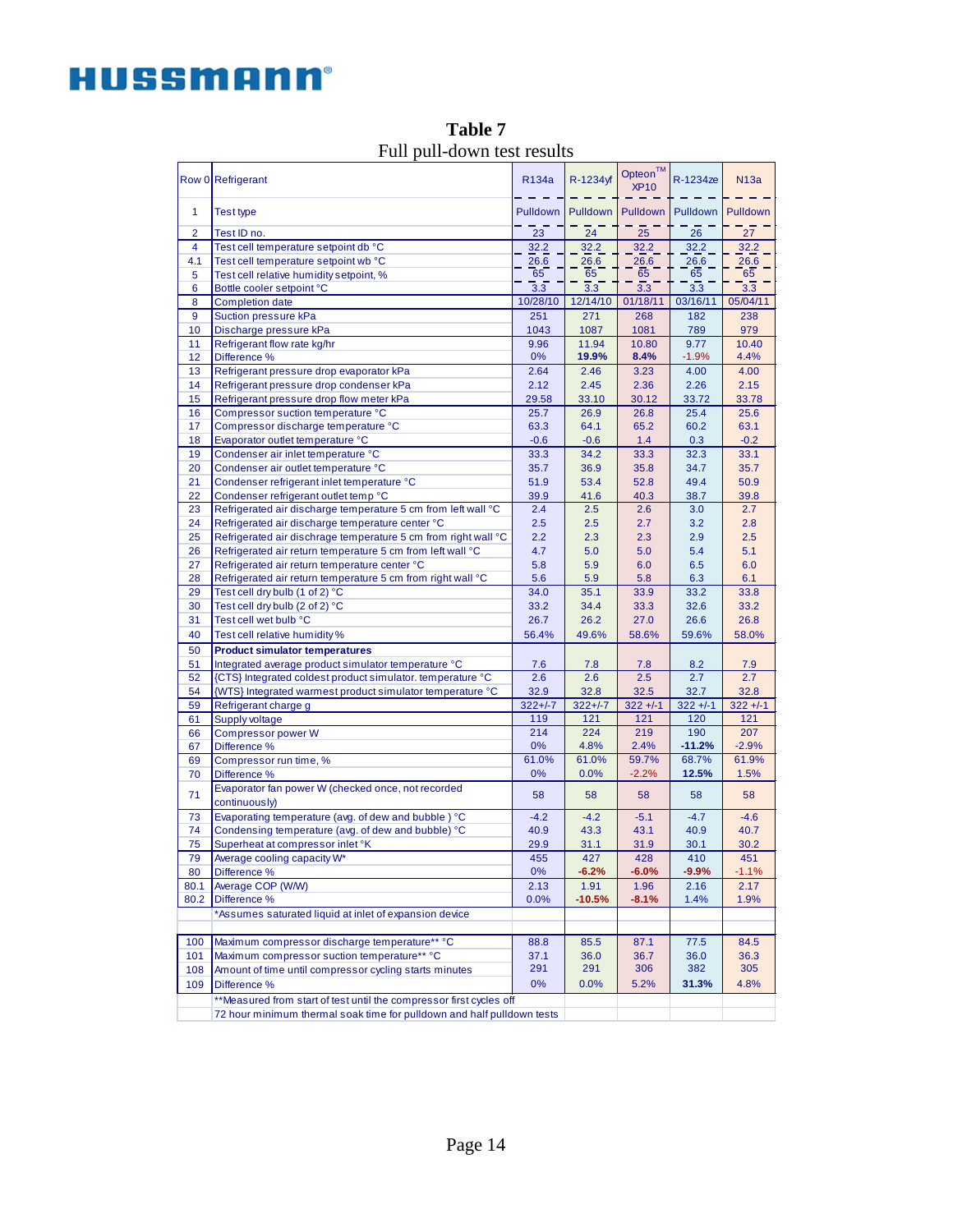**Table 7**
Full pull-down test results

| Row 0 | Refrigerant | R134a | R-1234yf | Opteon™ XP10 | R-1234ze | N13a |
|---|---|---|---|---|---|---|
| 1 | Test type | Pulldown | Pulldown | Pulldown | Pulldown | Pulldown |
| 2 | Test ID no. | 23 | 24 | 25 | 26 | 27 |
| 4 | Test cell temperature setpoint db °C | 32.2 | 32.2 | 32.2 | 32.2 | 32.2 |
| 4.1 | Test cell temperature setpoint wb °C | 26.6 | 26.6 | 26.6 | 26.6 | 26.6 |
| 5 | Test cell relative humidity setpoint, % | 65 | 65 | 65 | 65 | 65 |
| 6 | Bottle cooler setpoint °C | 3.3 | 3.3 | 3.3 | 3.3 | 3.3 |
| 8 | Completion date | 10/28/10 | 12/14/10 | 01/18/11 | 03/16/11 | 05/04/11 |
| 9 | Suction pressure kPa | 251 | 271 | 268 | 182 | 238 |
| 10 | Discharge pressure kPa | 1043 | 1087 | 1081 | 789 | 979 |
| 11 | Refrigerant flow rate kg/hr | 9.96 | 11.94 | 10.80 | 9.77 | 10.40 |
| 12 | Difference % | 0% | **19.9%** | **8.4%** | -1.9% | 4.4% |
| 13 | Refrigerant pressure drop evaporator kPa | 2.64 | 2.46 | 3.23 | 4.00 | 4.00 |
| 14 | Refrigerant pressure drop condenser kPa | 2.12 | 2.45 | 2.36 | 2.26 | 2.15 |
| 15 | Refrigerant pressure drop flow meter kPa | 29.58 | 33.10 | 30.12 | 33.72 | 33.78 |
| 16 | Compressor suction temperature °C | 25.7 | 26.9 | 26.8 | 25.4 | 25.6 |
| 17 | Compressor discharge temperature °C | 63.3 | 64.1 | 65.2 | 60.2 | 63.1 |
| 18 | Evaporator outlet temperature °C | -0.6 | -0.6 | 1.4 | 0.3 | -0.2 |
| 19 | Condenser air inlet temperature °C | 33.3 | 34.2 | 33.3 | 32.3 | 33.1 |
| 20 | Condenser air outlet temperature °C | 35.7 | 36.9 | 35.8 | 34.7 | 35.7 |
| 21 | Condenser refrigerant inlet temperature °C | 51.9 | 53.4 | 52.8 | 49.4 | 50.9 |
| 22 | Condenser refrigerant outlet temp °C | 39.9 | 41.6 | 40.3 | 38.7 | 39.8 |
| 23 | Refrigerated air discharge temperature 5 cm from left wall °C | 2.4 | 2.5 | 2.6 | 3.0 | 2.7 |
| 24 | Refrigerated air discharge temperature center °C | 2.5 | 2.5 | 2.7 | 3.2 | 2.8 |
| 25 | Refrigerated air discharge temperature 5 cm from right wall °C | 2.2 | 2.3 | 2.3 | 2.9 | 2.5 |
| 26 | Refrigerated air return temperature 5 cm from left wall °C | 4.7 | 5.0 | 5.0 | 5.4 | 5.1 |
| 27 | Refrigerated air return temperature center °C | 5.8 | 5.9 | 6.0 | 6.5 | 6.0 |
| 28 | Refrigerated air return temperature 5 cm from right wall °C | 5.6 | 5.9 | 5.8 | 6.3 | 6.1 |
| 29 | Test cell dry bulb (1 of 2) °C | 34.0 | 35.1 | 33.9 | 33.2 | 33.8 |
| 30 | Test cell dry bulb (2 of 2) °C | 33.2 | 34.4 | 33.3 | 32.6 | 33.2 |
| 31 | Test cell wet bulb °C | 26.7 | 26.2 | 27.0 | 26.6 | 26.8 |
| 40 | Test cell relative humidity % | 56.4% | 49.6% | 58.6% | 59.6% | 58.0% |
| 50 | **Product simulator temperatures** | | | | | |
| 51 | Integrated average product simulator temperature °C | 7.6 | 7.8 | 7.8 | 8.2 | 7.9 |
| 52 | {CTS} Integrated coldest product simulator. temperature °C | 2.6 | 2.6 | 2.5 | 2.7 | 2.7 |
| 54 | {WTS} Integrated warmest product simulator temperature °C | 32.9 | 32.8 | 32.5 | 32.7 | 32.8 |
| 59 | Refrigerant charge g | 322+/-7 | 322+/-7 | 322 +/-1 | 322 +/-1 | 322 +/-1 |
| 61 | Supply voltage | 119 | 121 | 121 | 120 | 121 |
| 66 | Compressor power W | 214 | 224 | 219 | 190 | 207 |
| 67 | Difference % | 0% | 4.8% | 2.4% | **-11.2%** | -2.9% |
| 69 | Compressor run time, % | 61.0% | 61.0% | 59.7% | 68.7% | 61.9% |
| 70 | Difference % | 0% | 0.0% | -2.2% | **12.5%** | 1.5% |
| 71 | Evaporator fan power W (checked once, not recorded continuously) | 58 | 58 | 58 | 58 | 58 |
| 73 | Evaporating temperature (avg. of dew and bubble ) °C | -4.2 | -4.2 | -5.1 | -4.7 | -4.6 |
| 74 | Condensing temperature (avg. of dew and bubble) °C | 40.9 | 43.3 | 43.1 | 40.9 | 40.7 |
| 75 | Superheat at compressor inlet °K | 29.9 | 31.1 | 31.9 | 30.1 | 30.2 |
| 79 | Average cooling capacity W* | 455 | 427 | 428 | 410 | 451 |
| 80 | Difference % | 0% | **-6.2%** | **-6.0%** | **-9.9%** | -1.1% |
| 80.1 | Average COP (W/W) | 2.13 | 1.91 | 1.96 | 2.16 | 2.17 |
| 80.2 | Difference % | 0.0% | **-10.5%** | **-8.1%** | 1.4% | 1.9% |
| | *Assumes saturated liquid at inlet of expansion device | | | | | |
| | | | | | | |
| 100 | Maximum compressor discharge temperature** °C | 88.8 | 85.5 | 87.1 | 77.5 | 84.5 |
| 101 | Maximum compressor suction temperature** °C | 37.1 | 36.0 | 36.7 | 36.0 | 36.3 |
| 108 | Amount of time until compressor cycling starts minutes | 291 | 291 | 306 | 382 | 305 |
| 109 | Difference % | 0% | 0.0% | 5.2% | **31.3%** | 4.8% |
| | **Measured from start of test until the compressor first cycles off | | | | | |
| | 72 hour minimum thermal soak time for pulldown and half pulldown tests | | | | | |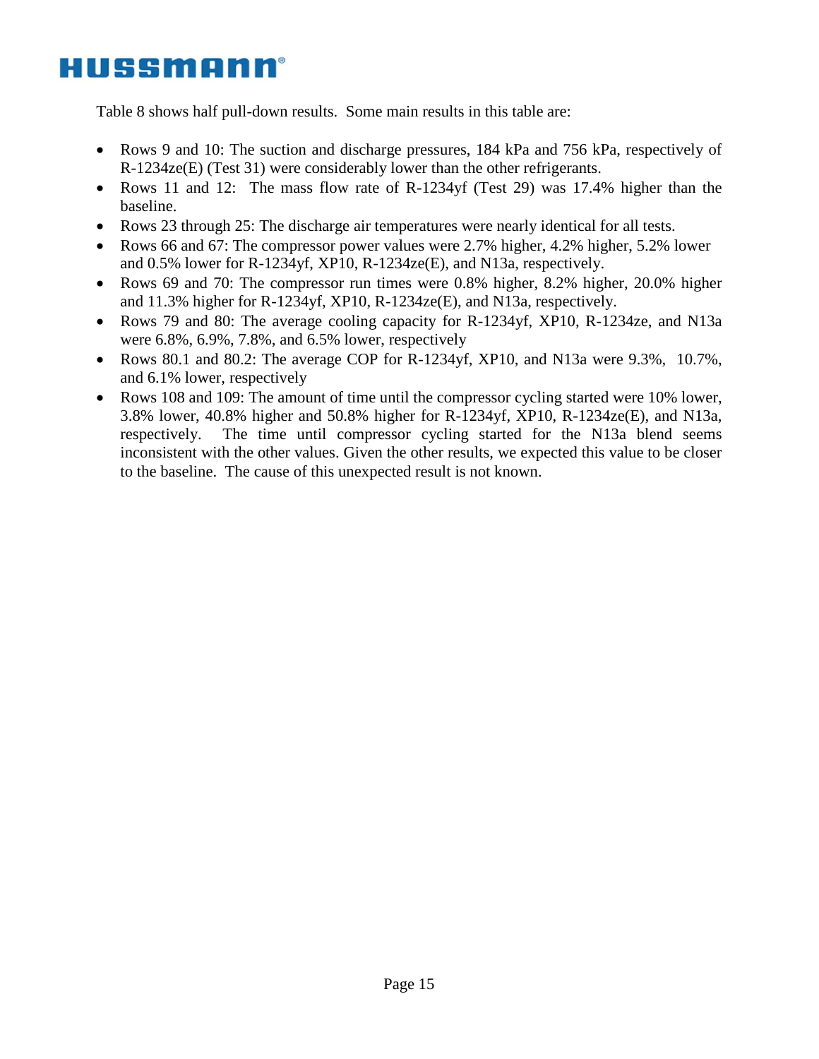Table 8 shows half pull-down results. Some main results in this table are:

- Rows 9 and 10: The suction and discharge pressures, 184 kPa and 756 kPa, respectively of R-1234ze(E) (Test 31) were considerably lower than the other refrigerants.
- Rows 11 and 12: The mass flow rate of R-1234yf (Test 29) was 17.4% higher than the baseline.
- Rows 23 through 25: The discharge air temperatures were nearly identical for all tests.
- Rows 66 and 67: The compressor power values were 2.7% higher, 4.2% higher, 5.2% lower and 0.5% lower for R-1234yf, XP10, R-1234ze(E), and N13a, respectively.
- Rows 69 and 70: The compressor run times were 0.8% higher, 8.2% higher, 20.0% higher and 11.3% higher for R-1234yf, XP10, R-1234ze(E), and N13a, respectively.
- Rows 79 and 80: The average cooling capacity for R-1234yf, XP10, R-1234ze, and N13a were 6.8%, 6.9%, 7.8%, and 6.5% lower, respectively
- Rows 80.1 and 80.2: The average COP for R-1234yf, XP10, and N13a were 9.3%, 10.7%, and 6.1% lower, respectively
- Rows 108 and 109: The amount of time until the compressor cycling started were 10% lower, 3.8% lower, 40.8% higher and 50.8% higher for R-1234yf, XP10, R-1234ze(E), and N13a, respectively. The time until compressor cycling started for the N13a blend seems inconsistent with the other values. Given the other results, we expected this value to be closer to the baseline. The cause of this unexpected result is not known.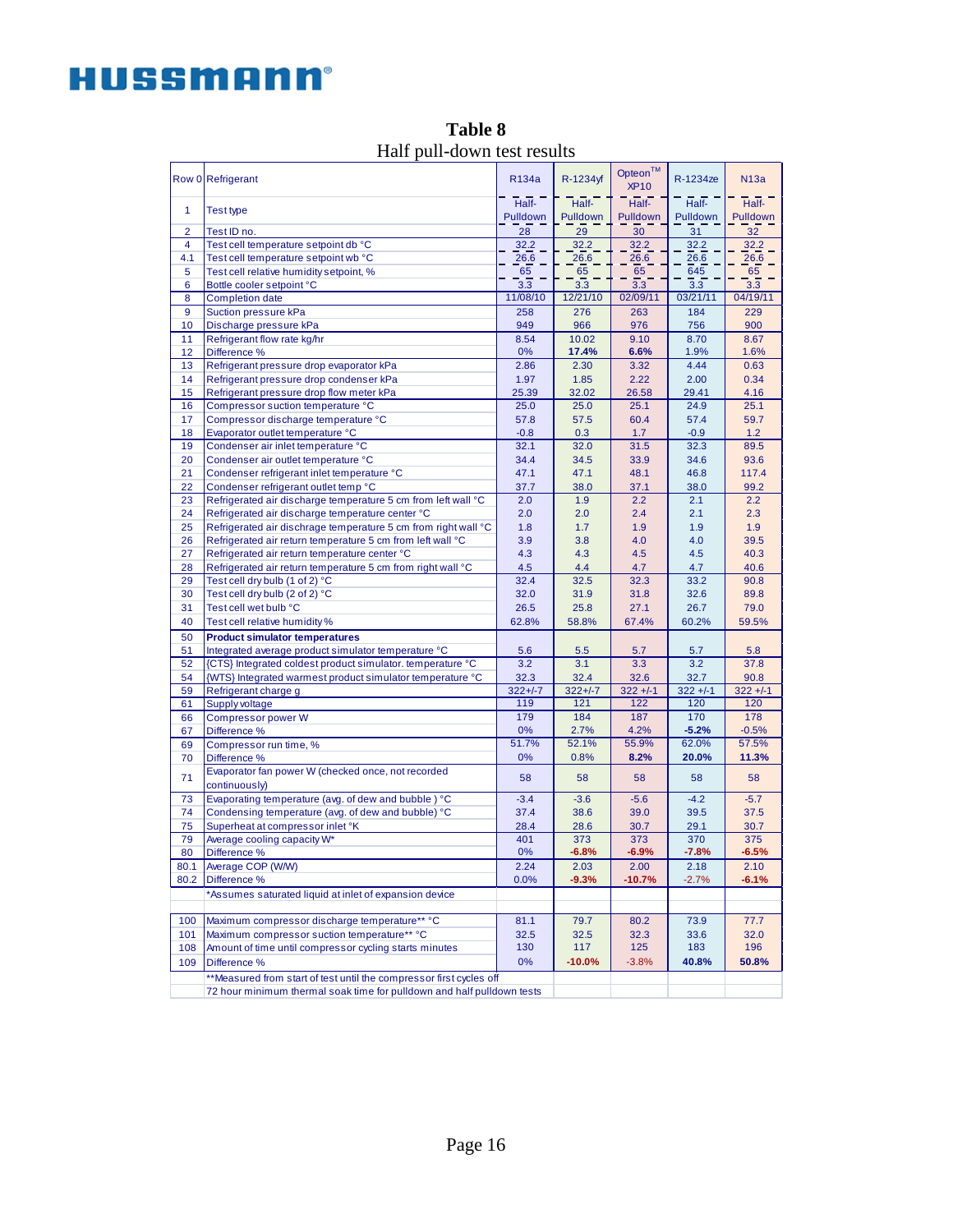**Table 8**

Half pull-down test results

| Row 0 | Refrigerant | R134a | R-1234yf | Opteon™ XP10 | R-1234ze | N13a |
|---|---|---|---|---|---|---|
| 1 | Test type | Half-Pulldown | Half-Pulldown | Half-Pulldown | Half-Pulldown | Half-Pulldown |
| 2 | Test ID no. | 28 | 29 | 30 | 31 | 32 |
| 4 | Test cell temperature setpoint db °C | 32.2 | 32.2 | 32.2 | 32.2 | 32.2 |
| 4.1 | Test cell temperature setpoint wb °C | 26.6 | 26.6 | 26.6 | 26.6 | 26.6 |
| 5 | Test cell relative humidity setpoint, % | 65 | 65 | 65 | 645 | 65 |
| 6 | Bottle cooler setpoint °C | 3.3 | 3.3 | 3.3 | 3.3 | 3.3 |
| 8 | Completion date | 11/08/10 | 12/21/10 | 02/09/11 | 03/21/11 | 04/19/11 |
| 9 | Suction pressure kPa | 258 | 276 | 263 | 184 | 229 |
| 10 | Discharge pressure kPa | 949 | 966 | 976 | 756 | 900 |
| 11 | Refrigerant flow rate kg/hr | 8.54 | 10.02 | 9.10 | 8.70 | 8.67 |
| 12 | Difference % | 0% | **17.4%** | **6.6%** | 1.9% | 1.6% |
| 13 | Refrigerant pressure drop evaporator kPa | 2.86 | 2.30 | 3.32 | 4.44 | 0.63 |
| 14 | Refrigerant pressure drop condenser kPa | 1.97 | 1.85 | 2.22 | 2.00 | 0.34 |
| 15 | Refrigerant pressure drop flow meter kPa | 25.39 | 32.02 | 26.58 | 29.41 | 4.16 |
| 16 | Compressor suction temperature °C | 25.0 | 25.0 | 25.1 | 24.9 | 25.1 |
| 17 | Compressor discharge temperature °C | 57.8 | 57.5 | 60.4 | 57.4 | 59.7 |
| 18 | Evaporator outlet temperature °C | -0.8 | 0.3 | 1.7 | -0.9 | 1.2 |
| 19 | Condenser air inlet temperature °C | 32.1 | 32.0 | 31.5 | 32.3 | 89.5 |
| 20 | Condenser air outlet temperature °C | 34.4 | 34.5 | 33.9 | 34.6 | 93.6 |
| 21 | Condenser refrigerant inlet temperature °C | 47.1 | 47.1 | 48.1 | 46.8 | 117.4 |
| 22 | Condenser refrigerant outlet temp °C | 37.7 | 38.0 | 37.1 | 38.0 | 99.2 |
| 23 | Refrigerated air discharge temperature 5 cm from left wall °C | 2.0 | 1.9 | 2.2 | 2.1 | 2.2 |
| 24 | Refrigerated air discharge temperature center °C | 2.0 | 2.0 | 2.4 | 2.1 | 2.3 |
| 25 | Refrigerated air dischrage temperature 5 cm from right wall °C | 1.8 | 1.7 | 1.9 | 1.9 | 1.9 |
| 26 | Refrigerated air return temperature 5 cm from left wall °C | 3.9 | 3.8 | 4.0 | 4.0 | 39.5 |
| 27 | Refrigerated air return temperature center °C | 4.3 | 4.3 | 4.5 | 4.5 | 40.3 |
| 28 | Refrigerated air return temperature 5 cm from right wall °C | 4.5 | 4.4 | 4.7 | 4.7 | 40.6 |
| 29 | Test cell dry bulb (1 of 2) °C | 32.4 | 32.5 | 32.3 | 33.2 | 90.8 |
| 30 | Test cell dry bulb (2 of 2) °C | 32.0 | 31.9 | 31.8 | 32.6 | 89.8 |
| 31 | Test cell wet bulb °C | 26.5 | 25.8 | 27.1 | 26.7 | 79.0 |
| 40 | Test cell relative humidity % | 62.8% | 58.8% | 67.4% | 60.2% | 59.5% |
| 50 | **Product simulator temperatures** | | | | | |
| 51 | Integrated average product simulator temperature °C | 5.6 | 5.5 | 5.7 | 5.7 | 5.8 |
| 52 | {CTS} Integrated coldest product simulator. temperature °C | 3.2 | 3.1 | 3.3 | 3.2 | 37.8 |
| 54 | {WTS} Integrated warmest product simulator temperature °C | 32.3 | 32.4 | 32.6 | 32.7 | 90.8 |
| 59 | Refrigerant charge g | 322+/-7 | 322+/-7 | 322 +/-1 | 322 +/-1 | 322 +/-1 |
| 61 | Supply voltage | 119 | 121 | 122 | 120 | 120 |
| 66 | Compressor power W | 179 | 184 | 187 | 170 | 178 |
| 67 | Difference % | 0% | 2.7% | 4.2% | **-5.2%** | -0.5% |
| 69 | Compressor run time, % | 51.7% | 52.1% | 55.9% | 62.0% | 57.5% |
| 70 | Difference % | 0% | 0.8% | **8.2%** | **20.0%** | **11.3%** |
| 71 | Evaporator fan power W (checked once, not recorded continuously) | 58 | 58 | 58 | 58 | 58 |
| 73 | Evaporating temperature (avg. of dew and bubble ) °C | -3.4 | -3.6 | -5.6 | -4.2 | -5.7 |
| 74 | Condensing temperature (avg. of dew and bubble) °C | 37.4 | 38.6 | 39.0 | 39.5 | 37.5 |
| 75 | Superheat at compressor inlet °K | 28.4 | 28.6 | 30.7 | 29.1 | 30.7 |
| 79 | Average cooling capacity W* | 401 | 373 | 373 | 370 | 375 |
| 80 | Difference % | 0% | **-6.8%** | **-6.9%** | **-7.8%** | **-6.5%** |
| 80.1 | Average COP (W/W) | 2.24 | 2.03 | 2.00 | 2.18 | 2.10 |
| 80.2 | Difference % | 0.0% | **-9.3%** | **-10.7%** | -2.7% | **-6.1%** |
| | *Assumes saturated liquid at inlet of expansion device | | | | | |
| | | | | | | |
| 100 | Maximum compressor discharge temperature** °C | 81.1 | 79.7 | 80.2 | 73.9 | 77.7 |
| 101 | Maximum compressor suction temperature** °C | 32.5 | 32.5 | 32.3 | 33.6 | 32.0 |
| 108 | Amount of time until compressor cycling starts minutes | 130 | 117 | 125 | 183 | 196 |
| 109 | Difference % | 0% | **-10.0%** | -3.8% | **40.8%** | **50.8%** |
| | **Measured from start of test until the compressor first cycles off | | | | | |
| | 72 hour minimum thermal soak time for pulldown and half pulldown tests | | | | | |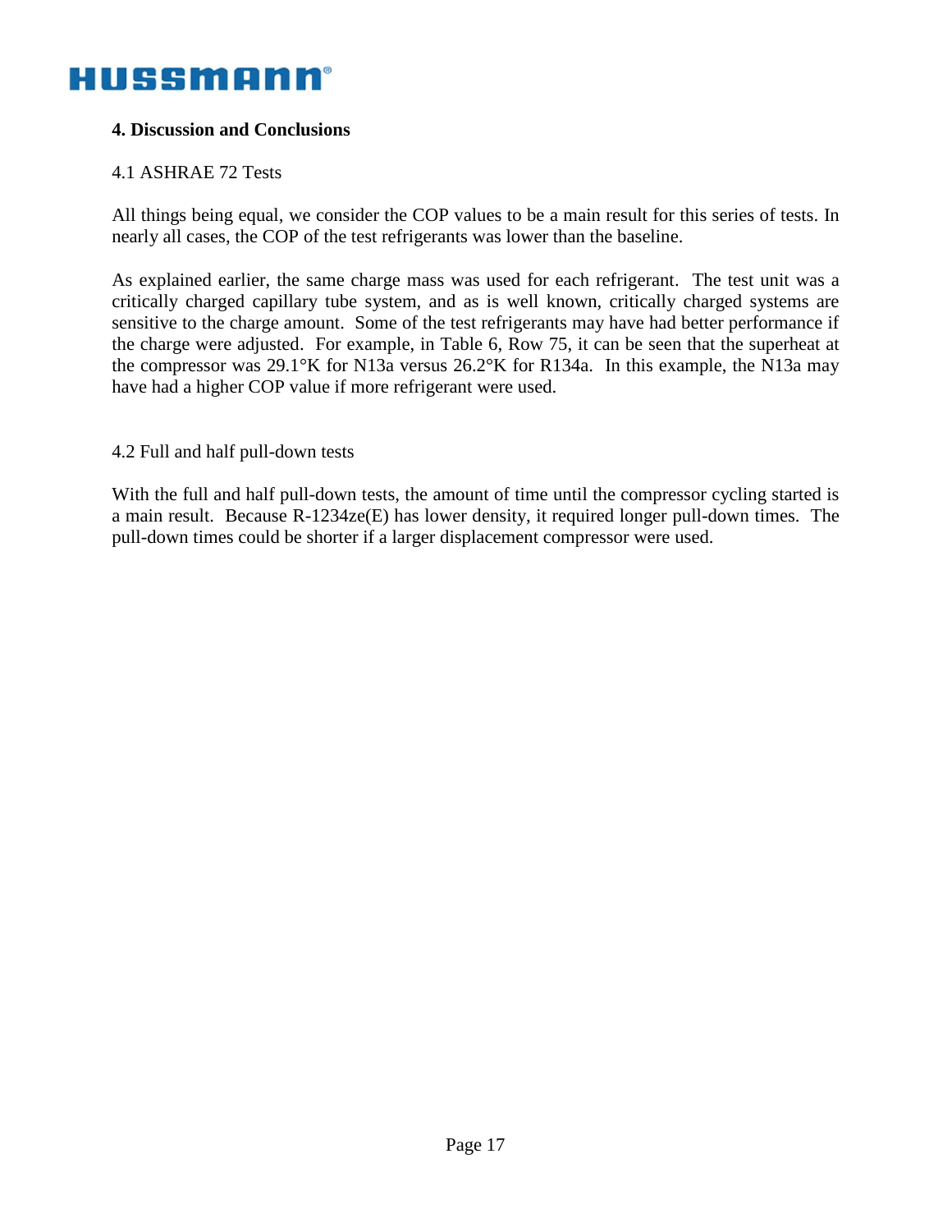## 4. Discussion and Conclusions

### 4.1 ASHRAE 72 Tests

All things being equal, we consider the COP values to be a main result for this series of tests. In nearly all cases, the COP of the test refrigerants was lower than the baseline.

As explained earlier, the same charge mass was used for each refrigerant. The test unit was a critically charged capillary tube system, and as is well known, critically charged systems are sensitive to the charge amount. Some of the test refrigerants may have had better performance if the charge were adjusted. For example, in Table 6, Row 75, it can be seen that the superheat at the compressor was 29.1°K for N13a versus 26.2°K for R134a. In this example, the N13a may have had a higher COP value if more refrigerant were used.

### 4.2 Full and half pull-down tests

With the full and half pull-down tests, the amount of time until the compressor cycling started is a main result. Because R-1234ze(E) has lower density, it required longer pull-down times. The pull-down times could be shorter if a larger displacement compressor were used.